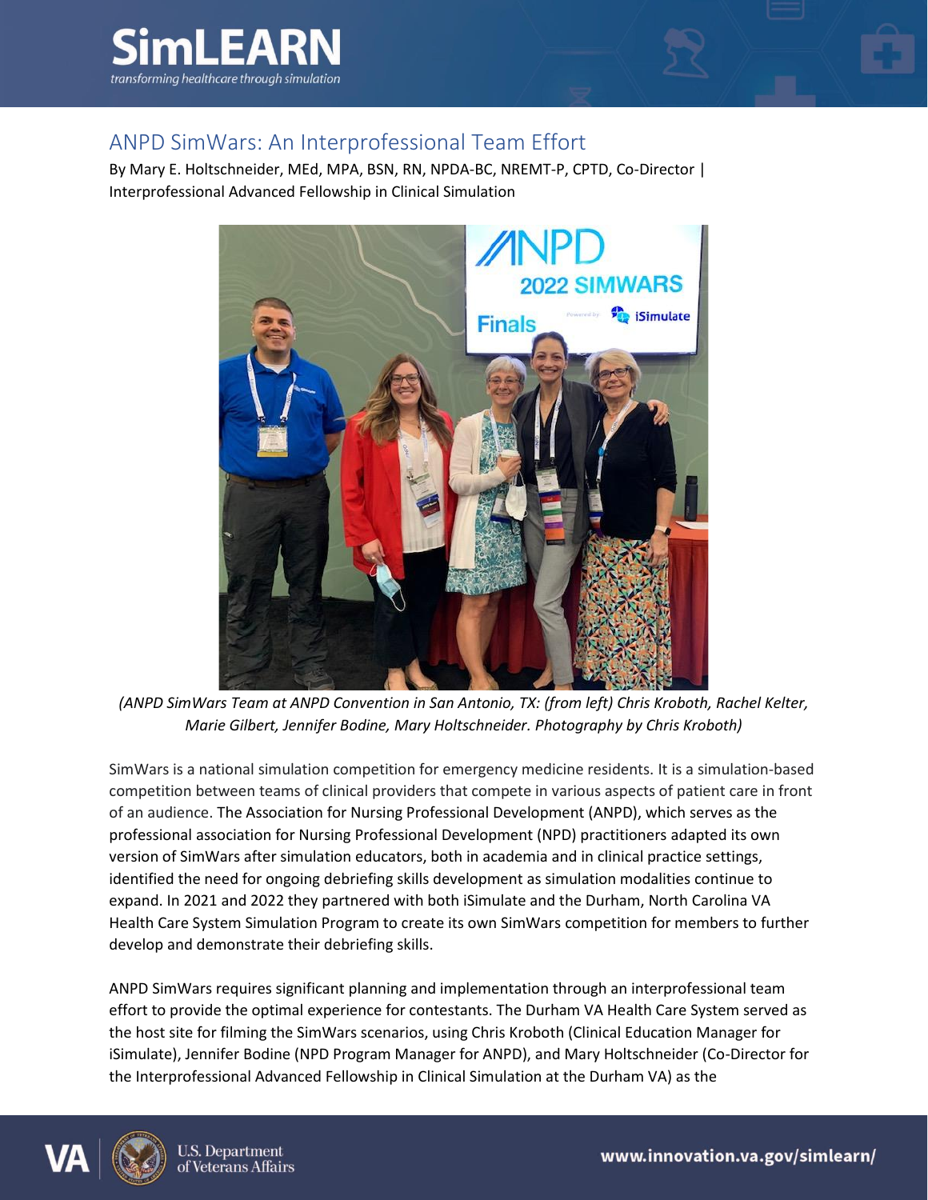## ANPD SimWars: An Interprofessional Team Effort

By Mary E. Holtschneider, MEd, MPA, BSN, RN, NPDA-BC, NREMT-P, CPTD, Co-Director | Interprofessional Advanced Fellowship in Clinical Simulation

*(ANPD SimWars Team at ANPD Convention in San Antonio, TX: (from left) Chris Kroboth, Rachel Kelter, Marie Gilbert, Jennifer Bodine, Mary Holtschneider. Photography by Chris Kroboth)*

SimWars is a national simulation competition for emergency medicine residents. It is a simulation-based competition between teams of clinical providers that compete in various aspects of patient care in front of an audience. The Association for Nursing Professional Development (ANPD), which serves as the professional association for Nursing Professional Development (NPD) practitioners adapted its own version of SimWars after simulation educators, both in academia and in clinical practice settings, identified the need for ongoing debriefing skills development as simulation modalities continue to expand. In 2021 and 2022 they partnered with both iSimulate and the Durham, North Carolina VA Health Care System Simulation Program to create its own SimWars competition for members to further develop and demonstrate their debriefing skills.

ANPD SimWars requires significant planning and implementation through an interprofessional team effort to provide the optimal experience for contestants. The Durham VA Health Care System served as the host site for filming the SimWars scenarios, using Chris Kroboth (Clinical Education Manager for iSimulate), Jennifer Bodine (NPD Program Manager for ANPD), and Mary Holtschneider (Co-Director for the Interprofessional Advanced Fellowship in Clinical Simulation at the Durham VA) as the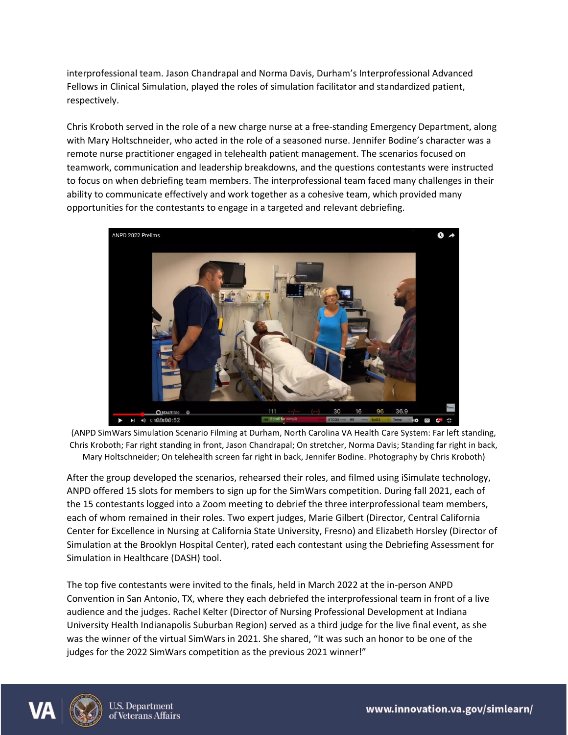interprofessional team. Jason Chandrapal and Norma Davis, Durham's Interprofessional Advanced Fellows in Clinical Simulation, played the roles of simulation facilitator and standardized patient, respectively.

Chris Kroboth served in the role of a new charge nurse at a free-standing Emergency Department, along with Mary Holtschneider, who acted in the role of a seasoned nurse. Jennifer Bodine's character was a remote nurse practitioner engaged in telehealth patient management. The scenarios focused on teamwork, communication and leadership breakdowns, and the questions contestants were instructed to focus on when debriefing team members. The interprofessional team faced many challenges in their ability to communicate effectively and work together as a cohesive team, which provided many opportunities for the contestants to engage in a targeted and relevant debriefing.

(ANPD SimWars Simulation Scenario Filming at Durham, North Carolina VA Health Care System: Far left standing, Chris Kroboth; Far right standing in front, Jason Chandrapal; On stretcher, Norma Davis; Standing far right in back, Mary Holtschneider; On telehealth screen far right in back, Jennifer Bodine. Photography by Chris Kroboth)

After the group developed the scenarios, rehearsed their roles, and filmed using iSimulate technology, ANPD offered 15 slots for members to sign up for the SimWars competition. During fall 2021, each of the 15 contestants logged into a Zoom meeting to debrief the three interprofessional team members, each of whom remained in their roles. Two expert judges, Marie Gilbert (Director, Central California Center for Excellence in Nursing at California State University, Fresno) and Elizabeth Horsley (Director of Simulation at the Brooklyn Hospital Center), rated each contestant using the Debriefing Assessment for Simulation in Healthcare (DASH) tool.

The top five contestants were invited to the finals, held in March 2022 at the in-person ANPD Convention in San Antonio, TX, where they each debriefed the interprofessional team in front of a live audience and the judges. Rachel Kelter (Director of Nursing Professional Development at Indiana University Health Indianapolis Suburban Region) served as a third judge for the live final event, as she was the winner of the virtual SimWars in 2021. She shared, "It was such an honor to be one of the judges for the 2022 SimWars competition as the previous 2021 winner!"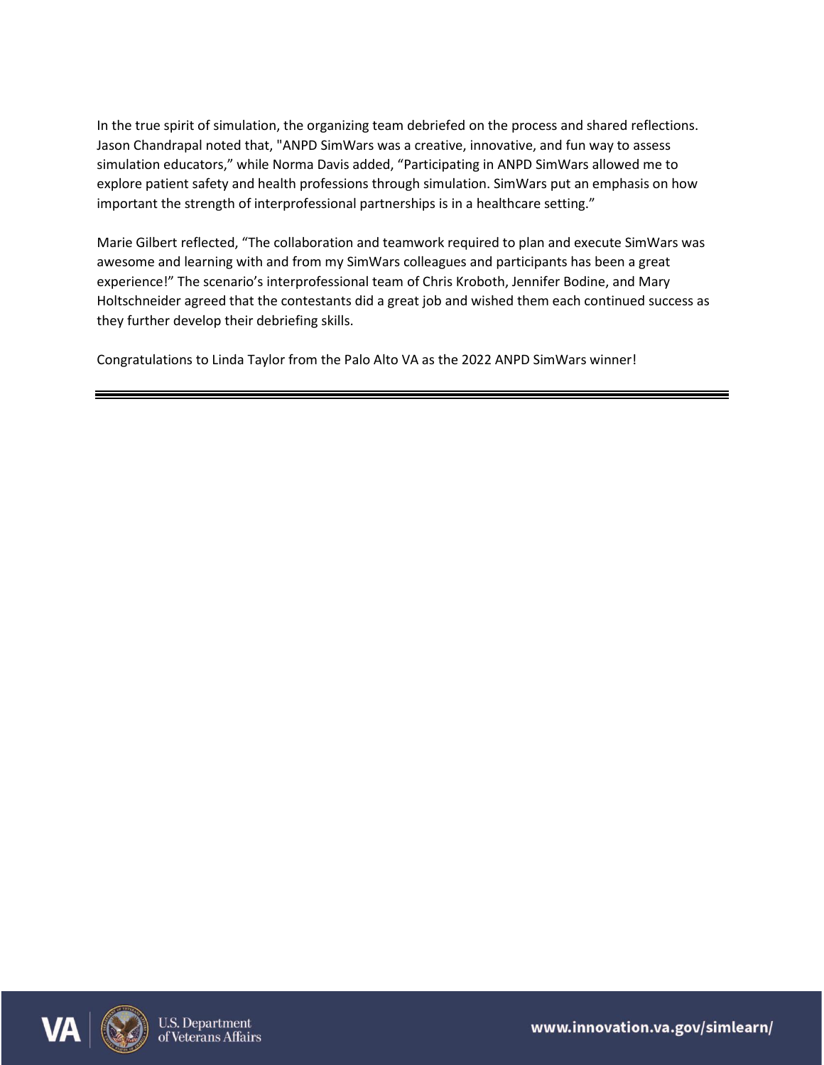In the true spirit of simulation, the organizing team debriefed on the process and shared reflections. Jason Chandrapal noted that, "ANPD SimWars was a creative, innovative, and fun way to assess simulation educators," while Norma Davis added, "Participating in ANPD SimWars allowed me to explore patient safety and health professions through simulation. SimWars put an emphasis on how important the strength of interprofessional partnerships is in a healthcare setting."

Marie Gilbert reflected, "The collaboration and teamwork required to plan and execute SimWars was awesome and learning with and from my SimWars colleagues and participants has been a great experience!" The scenario's interprofessional team of Chris Kroboth, Jennifer Bodine, and Mary Holtschneider agreed that the contestants did a great job and wished them each continued success as they further develop their debriefing skills.

Congratulations to Linda Taylor from the Palo Alto VA as the 2022 ANPD SimWars winner!